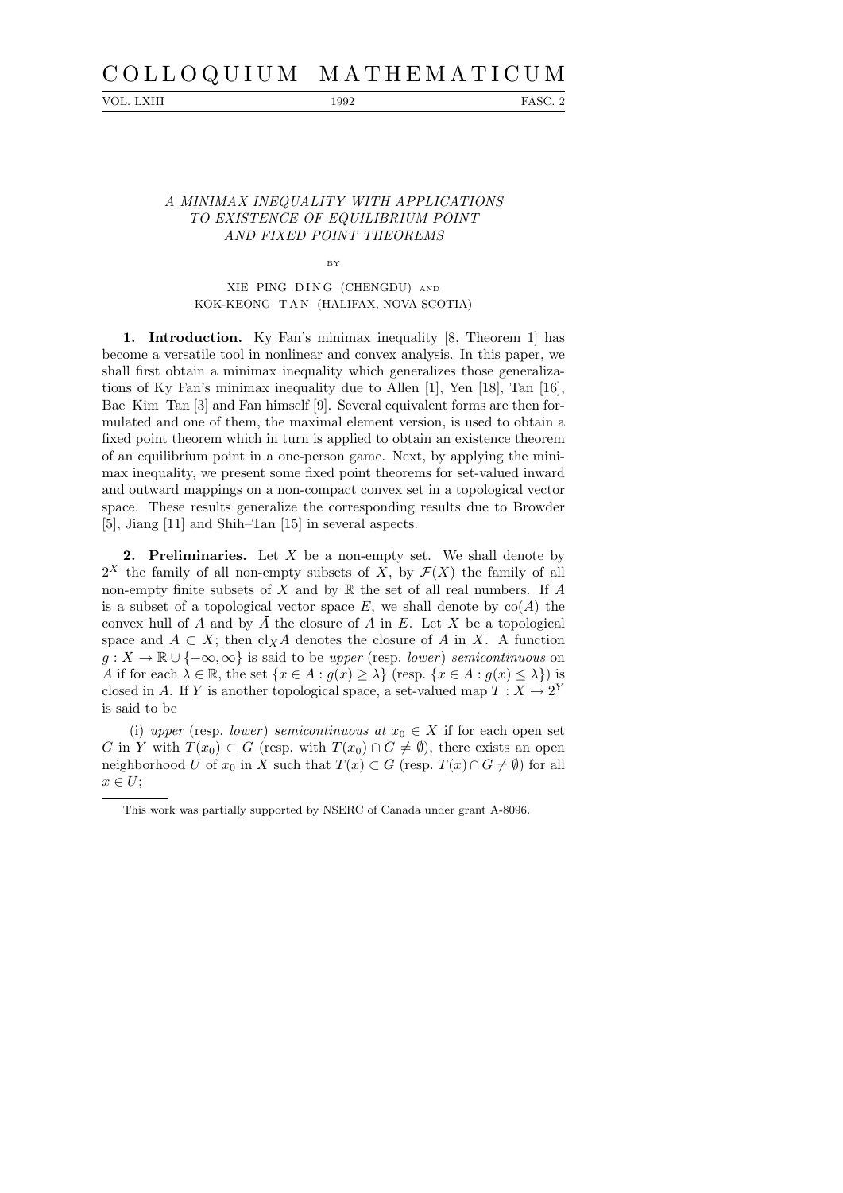# A MINIMAX INEQUALITY WITH APPLICATIONS TO EXISTENCE OF EQUILIBRIUM POINT AND FIXED POINT THEOREMS

BY

XIE PING DING (CHENGDU) AND KOK-KEONG TAN (HALIFAX, NOVA SCOTIA)

**1. Introduction.** Ky Fan's minimax inequality [8, Theorem 1] has become a versatile tool in nonlinear and convex analysis. In this paper, we shall first obtain a minimax inequality which generalizes those generalizations of Ky Fan's minimax inequality due to Allen [1], Yen [18], Tan [16], Bae–Kim–Tan [3] and Fan himself [9]. Several equivalent forms are then formulated and one of them, the maximal element version, is used to obtain a fixed point theorem which in turn is applied to obtain an existence theorem of an equilibrium point in a one-person game. Next, by applying the minimax inequality, we present some fixed point theorems for set-valued inward and outward mappings on a non-compact convex set in a topological vector space. These results generalize the corresponding results due to Browder [5], Jiang [11] and Shih–Tan [15] in several aspects.

**2. Preliminaries.** Let $X$ be a non-empty set. We shall denote by $2^X$ the family of all non-empty subsets of $X$, by $\mathcal{F}(X)$ the family of all non-empty finite subsets of $X$ and by $\mathbb{R}$ the set of all real numbers. If $A$ is a subset of a topological vector space $E$, we shall denote by $\mathrm{co}(A)$ the convex hull of $A$ and by $\bar{A}$ the closure of $A$ in $E$. Let $X$ be a topological space and $A \subset X$; then $\mathrm{cl}_X A$ denotes the closure of $A$ in $X$. A function $g : X \to \mathbb{R} \cup \{-\infty, \infty\}$ is said to be *upper* (resp. *lower*) *semicontinuous* on $A$ if for each $\lambda \in \mathbb{R}$, the set $\{x \in A : g(x) \geq \lambda\}$ (resp. $\{x \in A : g(x) \leq \lambda\}$) is closed in $A$. If $Y$ is another topological space, a set-valued map $T : X \to 2^Y$ is said to be

(i) *upper* (resp. *lower*) *semicontinuous at* $x_0 \in X$ if for each open set $G$ in $Y$ with $T(x_0) \subset G$ (resp. with $T(x_0) \cap G \neq \emptyset$), there exists an open neighborhood $U$ of $x_0$ in $X$ such that $T(x) \subset G$ (resp. $T(x) \cap G \neq \emptyset$) for all $x \in U$;

This work was partially supported by NSERC of Canada under grant A-8096.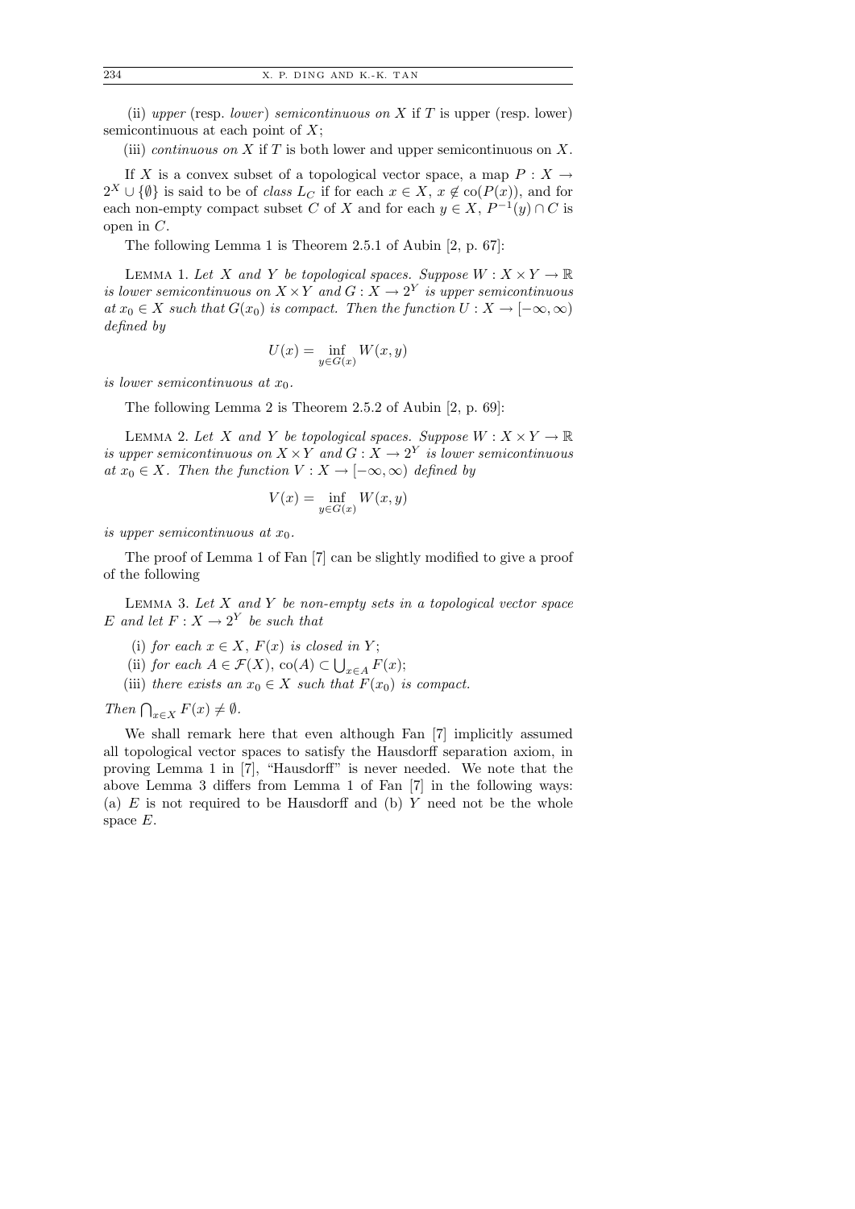(ii) *upper* (resp. *lower*) *semicontinuous on* $X$ if $T$ is upper (resp. lower) semicontinuous at each point of $X$;

(iii) *continuous on* $X$ if $T$ is both lower and upper semicontinuous on $X$.

If $X$ is a convex subset of a topological vector space, a map $P : X \to 2^X \cup \{\emptyset\}$ is said to be of *class* $L_C$ if for each $x \in X$, $x \notin \mathrm{co}(P(x))$, and for each non-empty compact subset $C$ of $X$ and for each $y \in X$, $P^{-1}(y) \cap C$ is open in $C$.

The following Lemma 1 is Theorem 2.5.1 of Aubin [2, p. 67]:

Lemma 1. *Let $X$ and $Y$ be topological spaces. Suppose $W : X \times Y \to \mathbb{R}$ is lower semicontinuous on $X \times Y$ and $G : X \to 2^Y$ is upper semicontinuous at $x_0 \in X$ such that $G(x_0)$ is compact. Then the function $U : X \to [-\infty, \infty)$ defined by*

$$U(x) = \inf_{y \in G(x)} W(x, y)$$

*is lower semicontinuous at $x_0$.*

The following Lemma 2 is Theorem 2.5.2 of Aubin [2, p. 69]:

Lemma 2. *Let $X$ and $Y$ be topological spaces. Suppose $W : X \times Y \to \mathbb{R}$ is upper semicontinuous on $X \times Y$ and $G : X \to 2^Y$ is lower semicontinuous at $x_0 \in X$. Then the function $V : X \to [-\infty, \infty)$ defined by*

$$V(x) = \inf_{y \in G(x)} W(x, y)$$

*is upper semicontinuous at $x_0$.*

The proof of Lemma 1 of Fan [7] can be slightly modified to give a proof of the following

Lemma 3. *Let $X$ and $Y$ be non-empty sets in a topological vector space $E$ and let $F : X \to 2^Y$ be such that*

(i) *for each $x \in X$, $F(x)$ is closed in $Y$;*
(ii) *for each $A \in \mathcal{F}(X)$, $\mathrm{co}(A) \subset \bigcup_{x \in A} F(x)$;*
(iii) *there exists an $x_0 \in X$ such that $F(x_0)$ is compact.*

*Then $\bigcap_{x \in X} F(x) \neq \emptyset$.*

We shall remark here that even although Fan [7] implicitly assumed all topological vector spaces to satisfy the Hausdorff separation axiom, in proving Lemma 1 in [7], "Hausdorff" is never needed. We note that the above Lemma 3 differs from Lemma 1 of Fan [7] in the following ways: (a) $E$ is not required to be Hausdorff and (b) $Y$ need not be the whole space $E$.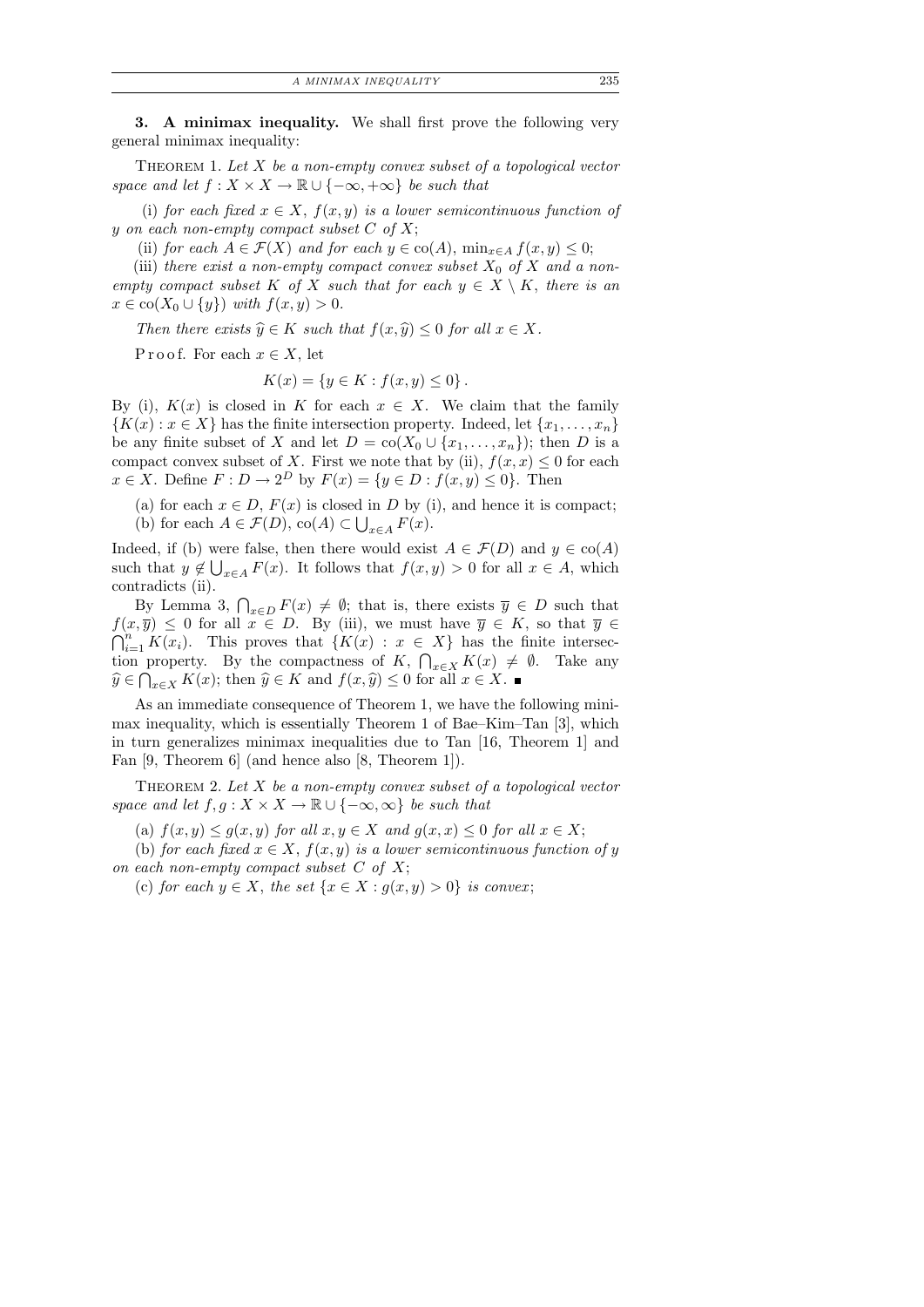**3. A minimax inequality.** We shall first prove the following very general minimax inequality:

THEOREM 1. *Let $X$ be a non-empty convex subset of a topological vector space and let $f : X \times X \to \mathbb{R} \cup \{-\infty, +\infty\}$ be such that*

(i) *for each fixed $x \in X$, $f(x, y)$ is a lower semicontinuous function of $y$ on each non-empty compact subset $C$ of $X$;*

(ii) *for each $A \in \mathcal{F}(X)$ and for each $y \in \operatorname{co}(A)$, $\min_{x \in A} f(x, y) \le 0$;*

(iii) *there exist a non-empty compact convex subset $X_0$ of $X$ and a non-empty compact subset $K$ of $X$ such that for each $y \in X \setminus K$, there is an $x \in \operatorname{co}(X_0 \cup \{y\})$ with $f(x, y) > 0$.*

*Then there exists $\widehat{y} \in K$ such that $f(x, \widehat{y}) \le 0$ for all $x \in X$.*

Proof. For each $x \in X$, let

$$K(x) = \{y \in K : f(x, y) \le 0\}.$$

By (i), $K(x)$ is closed in $K$ for each $x \in X$. We claim that the family $\{K(x) : x \in X\}$ has the finite intersection property. Indeed, let $\{x_1, \ldots, x_n\}$ be any finite subset of $X$ and let $D = \operatorname{co}(X_0 \cup \{x_1, \ldots, x_n\})$; then $D$ is a compact convex subset of $X$. First we note that by (ii), $f(x, x) \le 0$ for each $x \in X$. Define $F : D \to 2^D$ by $F(x) = \{y \in D : f(x, y) \le 0\}$. Then

(a) for each $x \in D$, $F(x)$ is closed in $D$ by (i), and hence it is compact;
(b) for each $A \in \mathcal{F}(D)$, $\operatorname{co}(A) \subset \bigcup_{x \in A} F(x)$.

Indeed, if (b) were false, then there would exist $A \in \mathcal{F}(D)$ and $y \in \operatorname{co}(A)$ such that $y \notin \bigcup_{x \in A} F(x)$. It follows that $f(x, y) > 0$ for all $x \in A$, which contradicts (ii).

By Lemma 3, $\bigcap_{x \in D} F(x) \ne \emptyset$; that is, there exists $\overline{y} \in D$ such that $f(x, \overline{y}) \le 0$ for all $x \in D$. By (iii), we must have $\overline{y} \in K$, so that $\overline{y} \in \bigcap_{i=1}^{n} K(x_i)$. This proves that $\{K(x) : x \in X\}$ has the finite intersection property. By the compactness of $K$, $\bigcap_{x \in X} K(x) \ne \emptyset$. Take any $\widehat{y} \in \bigcap_{x \in X} K(x)$; then $\widehat{y} \in K$ and $f(x, \widehat{y}) \le 0$ for all $x \in X$. ∎

As an immediate consequence of Theorem 1, we have the following minimax inequality, which is essentially Theorem 1 of Bae–Kim–Tan [3], which in turn generalizes minimax inequalities due to Tan [16, Theorem 1] and Fan [9, Theorem 6] (and hence also [8, Theorem 1]).

THEOREM 2. *Let $X$ be a non-empty convex subset of a topological vector space and let $f, g : X \times X \to \mathbb{R} \cup \{-\infty, \infty\}$ be such that*

(a) *$f(x, y) \le g(x, y)$ for all $x, y \in X$ and $g(x, x) \le 0$ for all $x \in X$;*

(b) *for each fixed $x \in X$, $f(x, y)$ is a lower semicontinuous function of $y$ on each non-empty compact subset $C$ of $X$;*

(c) *for each $y \in X$, the set $\{x \in X : g(x, y) > 0\}$ is convex;*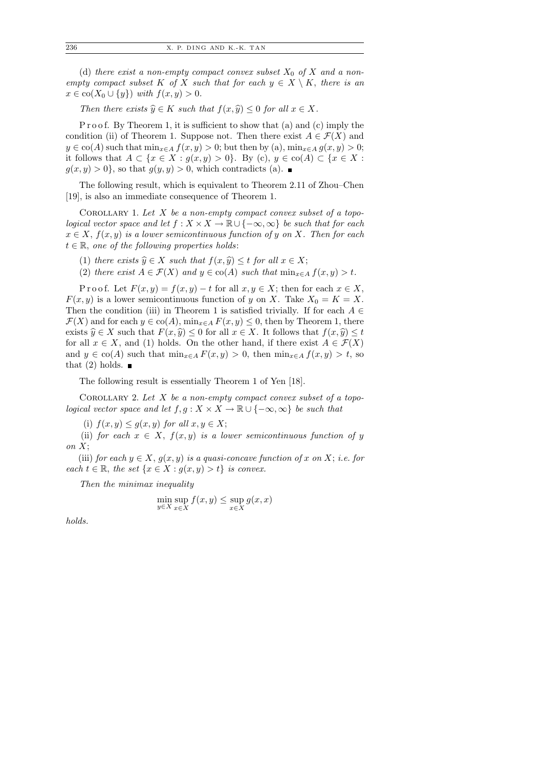(d) *there exist a non-empty compact convex subset $X_0$ of $X$ and a non-empty compact subset $K$ of $X$ such that for each $y \in X \setminus K$, there is an $x \in \mathrm{co}(X_0 \cup \{y\})$ with $f(x,y) > 0$.*

*Then there exists $\widehat{y} \in K$ such that $f(x,\widehat{y}) \le 0$ for all $x \in X$.*

Proof. By Theorem 1, it is sufficient to show that (a) and (c) imply the condition (ii) of Theorem 1. Suppose not. Then there exist $A \in \mathcal{F}(X)$ and $y \in \mathrm{co}(A)$ such that $\min_{x\in A} f(x,y) > 0$; but then by (a), $\min_{x\in A} g(x,y) > 0$; it follows that $A \subset \{x \in X : g(x,y) > 0\}$. By (c), $y \in \mathrm{co}(A) \subset \{x \in X : g(x,y) > 0\}$, so that $g(y,y) > 0$, which contradicts (a). ∎

The following result, which is equivalent to Theorem 2.11 of Zhou–Chen [19], is also an immediate consequence of Theorem 1.

Corollary 1. *Let $X$ be a non-empty compact convex subset of a topological vector space and let $f : X \times X \to \mathbb{R} \cup \{-\infty, \infty\}$ be such that for each $x \in X$, $f(x,y)$ is a lower semicontinuous function of $y$ on $X$. Then for each $t \in \mathbb{R}$, one of the following properties holds*:

(1) *there exists $\widehat{y} \in X$ such that $f(x,\widehat{y}) \le t$ for all $x \in X$;*

(2) *there exist $A \in \mathcal{F}(X)$ and $y \in \mathrm{co}(A)$ such that $\min_{x\in A} f(x,y) > t$.*

Proof. Let $F(x,y) = f(x,y) - t$ for all $x, y \in X$; then for each $x \in X$, $F(x,y)$ is a lower semicontinuous function of $y$ on $X$. Take $X_0 = K = X$. Then the condition (iii) in Theorem 1 is satisfied trivially. If for each $A \in \mathcal{F}(X)$ and for each $y \in \mathrm{co}(A)$, $\min_{x\in A} F(x,y) \le 0$, then by Theorem 1, there exists $\widehat{y} \in X$ such that $F(x,\widehat{y}) \le 0$ for all $x \in X$. It follows that $f(x,\widehat{y}) \le t$ for all $x \in X$, and (1) holds. On the other hand, if there exist $A \in \mathcal{F}(X)$ and $y \in \mathrm{co}(A)$ such that $\min_{x\in A} F(x,y) > 0$, then $\min_{x\in A} f(x,y) > t$, so that (2) holds. ∎

The following result is essentially Theorem 1 of Yen [18].

Corollary 2. *Let $X$ be a non-empty compact convex subset of a topological vector space and let $f, g : X \times X \to \mathbb{R} \cup \{-\infty, \infty\}$ be such that*

(i) *$f(x,y) \le g(x,y)$ for all $x, y \in X$;*

(ii) *for each $x \in X$, $f(x,y)$ is a lower semicontinuous function of $y$ on $X$;*

(iii) *for each $y \in X$, $g(x,y)$ is a quasi-concave function of $x$ on $X$; i.e. for each $t \in \mathbb{R}$, the set $\{x \in X : g(x,y) > t\}$ is convex.*

*Then the minimax inequality*

$$\min_{y\in X} \sup_{x\in X} f(x,y) \le \sup_{x\in X} g(x,x)$$

*holds.*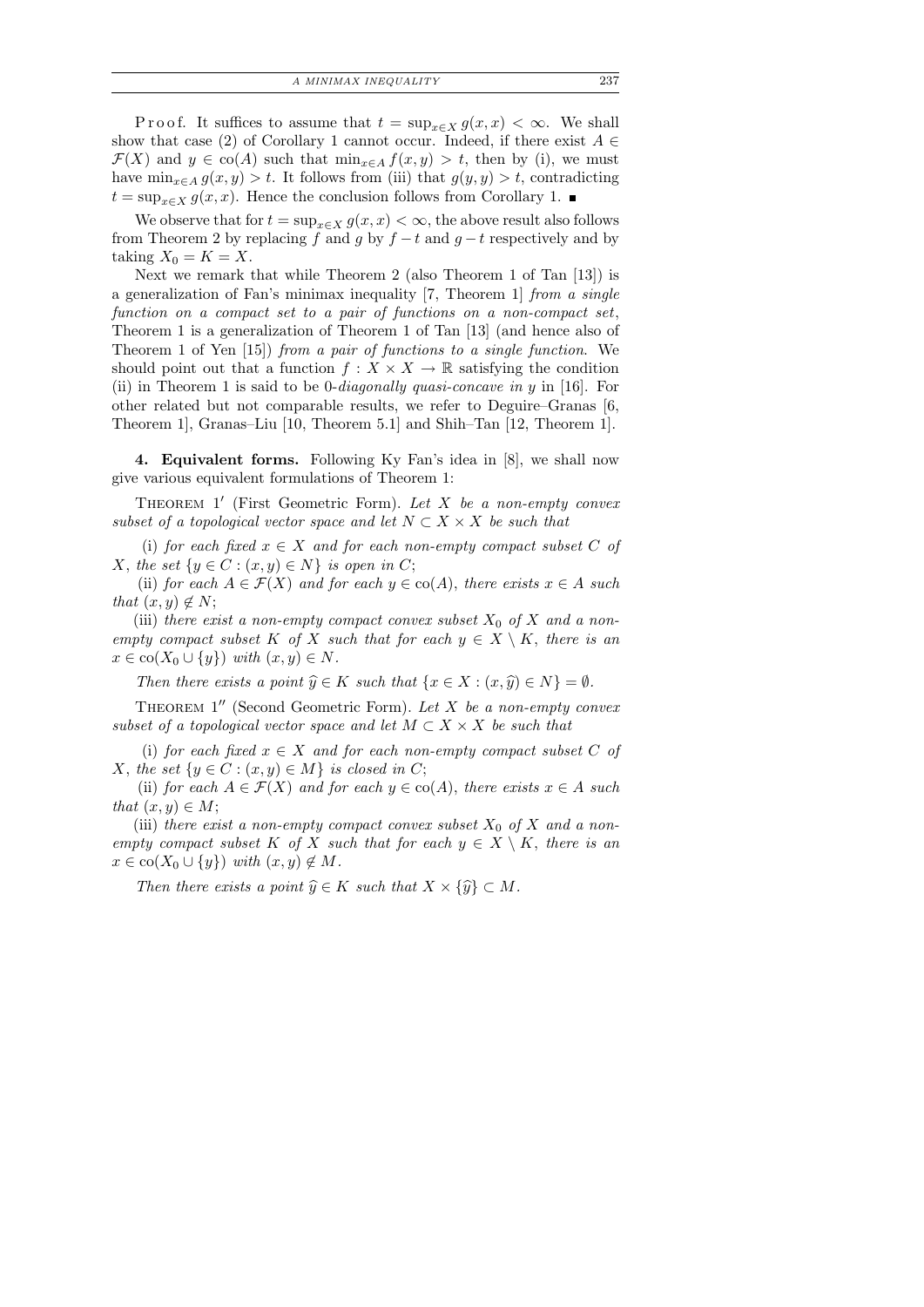P r o o f. It suffices to assume that $t = \sup_{x\in X} g(x,x) < \infty$. We shall show that case (2) of Corollary 1 cannot occur. Indeed, if there exist $A \in \mathcal{F}(X)$ and $y \in \operatorname{co}(A)$ such that $\min_{x\in A} f(x,y) > t$, then by (i), we must have $\min_{x\in A} g(x,y) > t$. It follows from (iii) that $g(y,y) > t$, contradicting $t = \sup_{x\in X} g(x,x)$. Hence the conclusion follows from Corollary 1. ∎

We observe that for $t = \sup_{x\in X} g(x,x) < \infty$, the above result also follows from Theorem 2 by replacing $f$ and $g$ by $f - t$ and $g - t$ respectively and by taking $X_0 = K = X$.

Next we remark that while Theorem 2 (also Theorem 1 of Tan [13]) is a generalization of Fan's minimax inequality [7, Theorem 1] *from a single function on a compact set to a pair of functions on a non-compact set*, Theorem 1 is a generalization of Theorem 1 of Tan [13] (and hence also of Theorem 1 of Yen [15]) *from a pair of functions to a single function*. We should point out that a function $f : X \times X \to \mathbb{R}$ satisfying the condition (ii) in Theorem 1 is said to be 0-*diagonally quasi-concave in* $y$ in [16]. For other related but not comparable results, we refer to Deguire–Granas [6, Theorem 1], Granas–Liu [10, Theorem 5.1] and Shih–Tan [12, Theorem 1].

**4. Equivalent forms.** Following Ky Fan's idea in [8], we shall now give various equivalent formulations of Theorem 1:

THEOREM 1′ (First Geometric Form). *Let $X$ be a non-empty convex subset of a topological vector space and let $N \subset X \times X$ be such that*

(i) *for each fixed $x \in X$ and for each non-empty compact subset $C$ of $X$, the set $\{y \in C : (x,y) \in N\}$ is open in $C$;*

(ii) *for each $A \in \mathcal{F}(X)$ and for each $y \in \operatorname{co}(A)$, there exists $x \in A$ such that $(x,y) \notin N$;*

(iii) *there exist a non-empty compact convex subset $X_0$ of $X$ and a non-empty compact subset $K$ of $X$ such that for each $y \in X \setminus K$, there is an $x \in \operatorname{co}(X_0 \cup \{y\})$ with $(x,y) \in N$.*

*Then there exists a point $\widehat{y} \in K$ such that $\{x \in X : (x,\widehat{y}) \in N\} = \emptyset$.*

THEOREM 1″ (Second Geometric Form). *Let $X$ be a non-empty convex subset of a topological vector space and let $M \subset X \times X$ be such that*

(i) *for each fixed $x \in X$ and for each non-empty compact subset $C$ of $X$, the set $\{y \in C : (x,y) \in M\}$ is closed in $C$;*

(ii) *for each $A \in \mathcal{F}(X)$ and for each $y \in \operatorname{co}(A)$, there exists $x \in A$ such that $(x,y) \in M$;*

(iii) *there exist a non-empty compact convex subset $X_0$ of $X$ and a non-empty compact subset $K$ of $X$ such that for each $y \in X \setminus K$, there is an $x \in \operatorname{co}(X_0 \cup \{y\})$ with $(x,y) \notin M$.*

*Then there exists a point $\widehat{y} \in K$ such that $X \times \{\widehat{y}\} \subset M$.*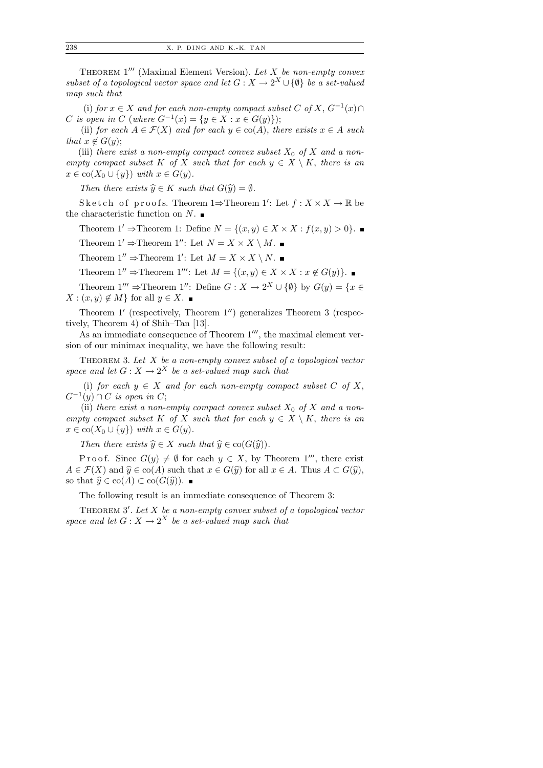THEOREM 1‴ (Maximal Element Version). *Let $X$ be non-empty convex subset of a topological vector space and let $G : X \to 2^X \cup \{\emptyset\}$ be a set-valued map such that*

(i) *for $x \in X$ and for each non-empty compact subset $C$ of $X$, $G^{-1}(x) \cap C$ is open in $C$ (where $G^{-1}(x) = \{y \in X : x \in G(y)\}$);*

(ii) *for each $A \in \mathcal{F}(X)$ and for each $y \in \operatorname{co}(A)$, there exists $x \in A$ such that $x \notin G(y)$;*

(iii) *there exist a non-empty compact convex subset $X_0$ of $X$ and a non-empty compact subset $K$ of $X$ such that for each $y \in X \setminus K$, there is an $x \in \operatorname{co}(X_0 \cup \{y\})$ with $x \in G(y)$.*

*Then there exists $\widehat{y} \in K$ such that $G(\widehat{y}) = \emptyset$.*

Sketch of proofs. Theorem 1⇒Theorem 1′: Let $f : X \times X \to \mathbb{R}$ be the characteristic function on $N$. ■

Theorem 1′ ⇒Theorem 1: Define $N = \{(x, y) \in X \times X : f(x, y) > 0\}$. ■

Theorem 1′ ⇒Theorem 1″: Let $N = X \times X \setminus M$. ■

Theorem 1″ ⇒Theorem 1′: Let $M = X \times X \setminus N$. ■

Theorem 1″ ⇒Theorem 1‴: Let $M = \{(x, y) \in X \times X : x \notin G(y)\}$. ■

Theorem 1‴ ⇒Theorem 1″: Define $G : X \to 2^X \cup \{\emptyset\}$ by $G(y) = \{x \in X : (x, y) \notin M\}$ for all $y \in X$. ■

Theorem 1′ (respectively, Theorem 1″) generalizes Theorem 3 (respectively, Theorem 4) of Shih–Tan [13].

As an immediate consequence of Theorem 1‴, the maximal element version of our minimax inequality, we have the following result:

THEOREM 3. *Let $X$ be a non-empty convex subset of a topological vector space and let $G : X \to 2^X$ be a set-valued map such that*

(i) *for each $y \in X$ and for each non-empty compact subset $C$ of $X$, $G^{-1}(y) \cap C$ is open in $C$;*

(ii) *there exist a non-empty compact convex subset $X_0$ of $X$ and a non-empty compact subset $K$ of $X$ such that for each $y \in X \setminus K$, there is an $x \in \operatorname{co}(X_0 \cup \{y\})$ with $x \in G(y)$.*

*Then there exists $\widehat{y} \in X$ such that $\widehat{y} \in \operatorname{co}(G(\widehat{y}))$.*

Proof. Since $G(y) \neq \emptyset$ for each $y \in X$, by Theorem 1‴, there exist $A \in \mathcal{F}(X)$ and $\widehat{y} \in \operatorname{co}(A)$ such that $x \in G(\widehat{y})$ for all $x \in A$. Thus $A \subset G(\widehat{y})$, so that $\widehat{y} \in \operatorname{co}(A) \subset \operatorname{co}(G(\widehat{y}))$. ■

The following result is an immediate consequence of Theorem 3:

THEOREM 3′. *Let $X$ be a non-empty convex subset of a topological vector space and let $G : X \to 2^X$ be a set-valued map such that*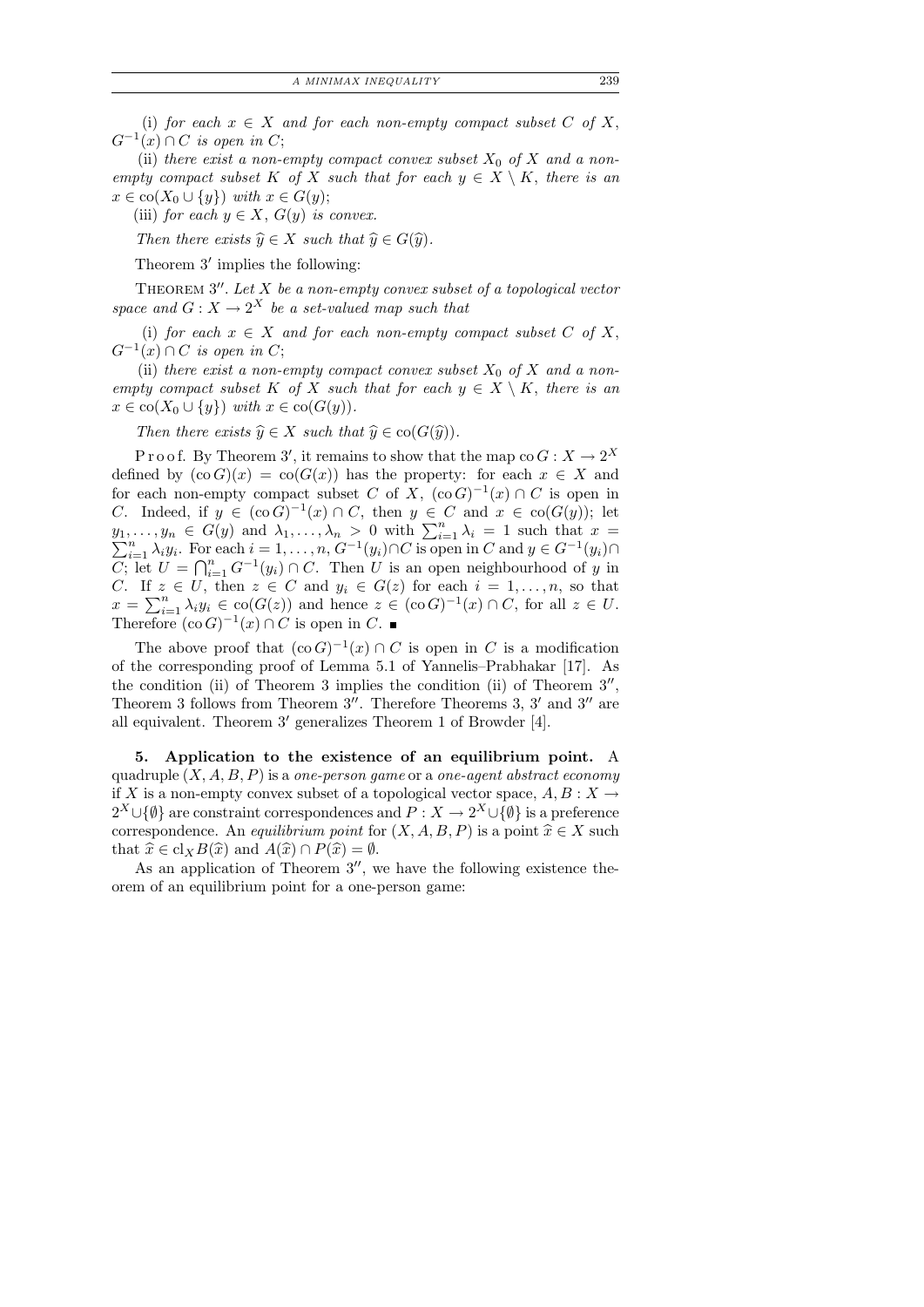(i) *for each* $x \in X$ *and for each non-empty compact subset* $C$ *of* $X$, $G^{-1}(x) \cap C$ *is open in* $C$;

(ii) *there exist a non-empty compact convex subset* $X_0$ *of* $X$ *and a non-empty compact subset* $K$ *of* $X$ *such that for each* $y \in X \setminus K$, *there is an* $x \in \mathrm{co}(X_0 \cup \{y\})$ *with* $x \in G(y)$;

(iii) *for each* $y \in X$, $G(y)$ *is convex.*

*Then there exists* $\widehat{y} \in X$ *such that* $\widehat{y} \in G(\widehat{y})$.

Theorem 3′ implies the following:

THEOREM 3″. *Let* $X$ *be a non-empty convex subset of a topological vector space and* $G : X \to 2^X$ *be a set-valued map such that*

(i) *for each* $x \in X$ *and for each non-empty compact subset* $C$ *of* $X$, $G^{-1}(x) \cap C$ *is open in* $C$;

(ii) *there exist a non-empty compact convex subset* $X_0$ *of* $X$ *and a non-empty compact subset* $K$ *of* $X$ *such that for each* $y \in X \setminus K$, *there is an* $x \in \mathrm{co}(X_0 \cup \{y\})$ *with* $x \in \mathrm{co}(G(y))$.

*Then there exists* $\widehat{y} \in X$ *such that* $\widehat{y} \in \mathrm{co}(G(\widehat{y}))$.

Proof. By Theorem 3′, it remains to show that the map $\mathrm{co}\, G : X \to 2^X$ defined by $(\mathrm{co}\, G)(x) = \mathrm{co}(G(x))$ has the property: for each $x \in X$ and for each non-empty compact subset $C$ of $X$, $(\mathrm{co}\, G)^{-1}(x) \cap C$ is open in $C$. Indeed, if $y \in (\mathrm{co}\, G)^{-1}(x) \cap C$, then $y \in C$ and $x \in \mathrm{co}(G(y))$; let $y_1, \ldots, y_n \in G(y)$ and $\lambda_1, \ldots, \lambda_n > 0$ with $\sum_{i=1}^n \lambda_i = 1$ such that $x = \sum_{i=1}^n \lambda_i y_i$. For each $i = 1, \ldots, n$, $G^{-1}(y_i) \cap C$ is open in $C$ and $y \in G^{-1}(y_i) \cap C$; let $U = \bigcap_{i=1}^n G^{-1}(y_i) \cap C$. Then $U$ is an open neighbourhood of $y$ in $C$. If $z \in U$, then $z \in C$ and $y_i \in G(z)$ for each $i = 1, \ldots, n$, so that $x = \sum_{i=1}^n \lambda_i y_i \in \mathrm{co}(G(z))$ and hence $z \in (\mathrm{co}\, G)^{-1}(x) \cap C$, for all $z \in U$. Therefore $(\mathrm{co}\, G)^{-1}(x) \cap C$ is open in $C$. ■

The above proof that $(\mathrm{co}\, G)^{-1}(x) \cap C$ is open in $C$ is a modification of the corresponding proof of Lemma 5.1 of Yannelis–Prabhakar [17]. As the condition (ii) of Theorem 3 implies the condition (ii) of Theorem 3″, Theorem 3 follows from Theorem 3″. Therefore Theorems 3, 3′ and 3″ are all equivalent. Theorem 3′ generalizes Theorem 1 of Browder [4].

## 5. Application to the existence of an equilibrium point.

A quadruple $(X, A, B, P)$ is a *one-person game* or a *one-agent abstract economy* if $X$ is a non-empty convex subset of a topological vector space, $A, B : X \to 2^X \cup \{\emptyset\}$ are constraint correspondences and $P : X \to 2^X \cup \{\emptyset\}$ is a preference correspondence. An *equilibrium point* for $(X, A, B, P)$ is a point $\widehat{x} \in X$ such that $\widehat{x} \in \mathrm{cl}_X B(\widehat{x})$ and $A(\widehat{x}) \cap P(\widehat{x}) = \emptyset$.

As an application of Theorem 3″, we have the following existence theorem of an equilibrium point for a one-person game: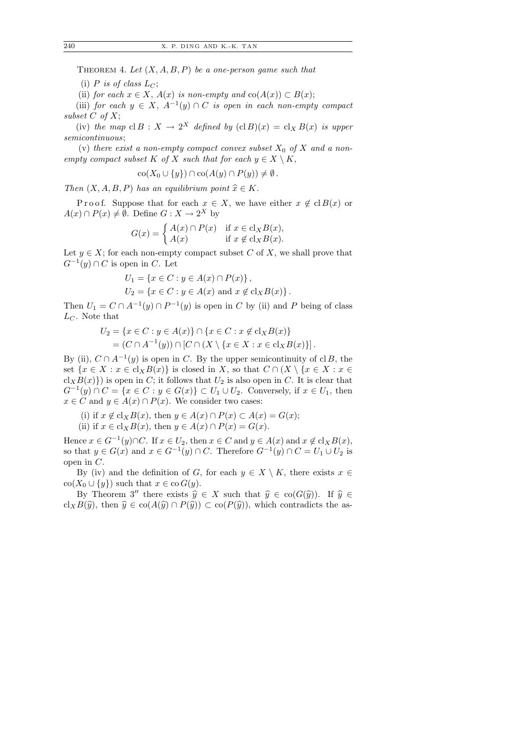THEOREM 4. *Let $(X, A, B, P)$ be a one-person game such that*

(i) *$P$ is of class $L_C$;*

(ii) *for each $x \in X$, $A(x)$ is non-empty and $\mathrm{co}(A(x)) \subset B(x)$;*

(iii) *for each $y \in X$, $A^{-1}(y) \cap C$ is open in each non-empty compact subset $C$ of $X$;*

(iv) *the map $\mathrm{cl}\, B : X \to 2^X$ defined by $(\mathrm{cl}\, B)(x) = \mathrm{cl}_X\, B(x)$ is upper semicontinuous;*

(v) *there exist a non-empty compact convex subset $X_0$ of $X$ and a non-empty compact subset $K$ of $X$ such that for each $y \in X \setminus K$,*

$$\mathrm{co}(X_0 \cup \{y\}) \cap \mathrm{co}(A(y) \cap P(y)) \neq \emptyset .$$

*Then $(X, A, B, P)$ has an equilibrium point $\widehat{x} \in K$.*

Proof. Suppose that for each $x \in X$, we have either $x \notin \mathrm{cl}\, B(x)$ or $A(x) \cap P(x) \neq \emptyset$. Define $G : X \to 2^X$ by

$$G(x) = \begin{cases} A(x) \cap P(x) & \text{if } x \in \mathrm{cl}_X B(x), \\ A(x) & \text{if } x \notin \mathrm{cl}_X B(x). \end{cases}$$

Let $y \in X$; for each non-empty compact subset $C$ of $X$, we shall prove that $G^{-1}(y) \cap C$ is open in $C$. Let

$$U_1 = \{x \in C : y \in A(x) \cap P(x)\},$$
$$U_2 = \{x \in C : y \in A(x) \text{ and } x \notin \mathrm{cl}_X B(x)\}.$$

Then $U_1 = C \cap A^{-1}(y) \cap P^{-1}(y)$ is open in $C$ by (ii) and $P$ being of class $L_C$. Note that

$$\begin{aligned} U_2 &= \{x \in C : y \in A(x)\} \cap \{x \in C : x \notin \mathrm{cl}_X B(x)\} \\ &= (C \cap A^{-1}(y)) \cap [C \cap (X \setminus \{x \in X : x \in \mathrm{cl}_X B(x)\}] . \end{aligned}$$

By (ii), $C \cap A^{-1}(y)$ is open in $C$. By the upper semicontinuity of $\mathrm{cl}\, B$, the set $\{x \in X : x \in \mathrm{cl}_X B(x)\}$ is closed in $X$, so that $C \cap (X \setminus \{x \in X : x \in \mathrm{cl}_X B(x)\})$ is open in $C$; it follows that $U_2$ is also open in $C$. It is clear that $G^{-1}(y) \cap C = \{x \in C : y \in G(x)\} \subset U_1 \cup U_2$. Conversely, if $x \in U_1$, then $x \in C$ and $y \in A(x) \cap P(x)$. We consider two cases:

(i) if $x \notin \mathrm{cl}_X B(x)$, then $y \in A(x) \cap P(x) \subset A(x) = G(x)$;

(ii) if $x \in \mathrm{cl}_X B(x)$, then $y \in A(x) \cap P(x) = G(x)$.

Hence $x \in G^{-1}(y) \cap C$. If $x \in U_2$, then $x \in C$ and $y \in A(x)$ and $x \notin \mathrm{cl}_X B(x)$, so that $y \in G(x)$ and $x \in G^{-1}(y) \cap C$. Therefore $G^{-1}(y) \cap C = U_1 \cup U_2$ is open in $C$.

By (iv) and the definition of $G$, for each $y \in X \setminus K$, there exists $x \in \mathrm{co}(X_0 \cup \{y\})$ such that $x \in \mathrm{co}\, G(y)$.

By Theorem 3″ there exists $\widehat{y} \in X$ such that $\widehat{y} \in \mathrm{co}(G(\widehat{y}))$. If $\widehat{y} \in \mathrm{cl}_X B(\widehat{y})$, then $\widehat{y} \in \mathrm{co}(A(\widehat{y}) \cap P(\widehat{y})) \subset \mathrm{co}(P(\widehat{y}))$, which contradicts the as-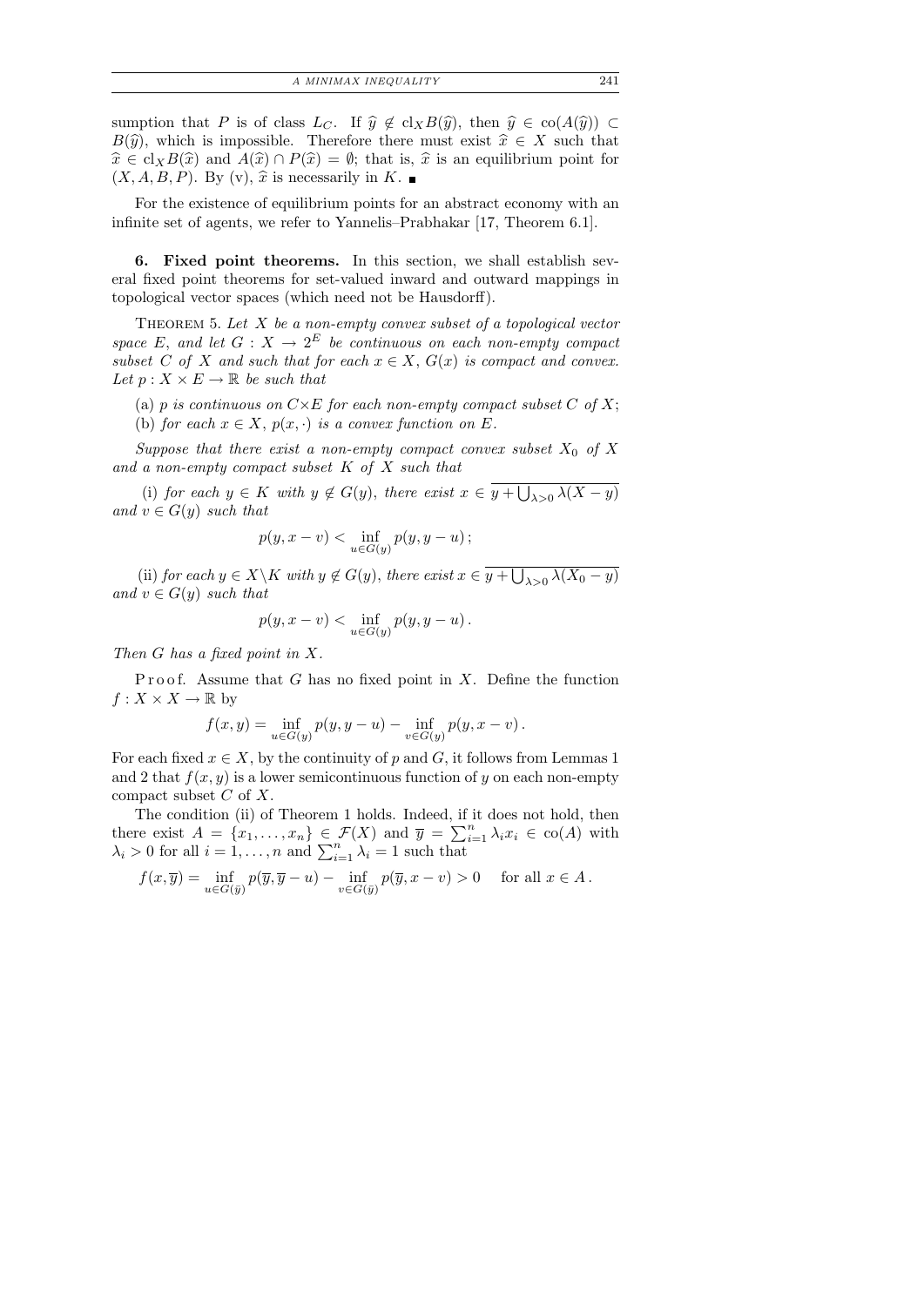sumption that $P$ is of class $L_C$. If $\widehat{y} \notin \mathrm{cl}_X B(\widehat{y})$, then $\widehat{y} \in \mathrm{co}(A(\widehat{y})) \subset B(\widehat{y})$, which is impossible. Therefore there must exist $\widehat{x} \in X$ such that $\widehat{x} \in \mathrm{cl}_X B(\widehat{x})$ and $A(\widehat{x}) \cap P(\widehat{x}) = \emptyset$; that is, $\widehat{x}$ is an equilibrium point for $(X, A, B, P)$. By (v), $\widehat{x}$ is necessarily in $K$. ∎

For the existence of equilibrium points for an abstract economy with an infinite set of agents, we refer to Yannelis–Prabhakar [17, Theorem 6.1].

## 6. Fixed point theorems.

In this section, we shall establish several fixed point theorems for set-valued inward and outward mappings in topological vector spaces (which need not be Hausdorff).

THEOREM 5. *Let $X$ be a non-empty convex subset of a topological vector space $E$, and let $G : X \to 2^E$ be continuous on each non-empty compact subset $C$ of $X$ and such that for each $x \in X$, $G(x)$ is compact and convex. Let $p : X \times E \to \mathbb{R}$ be such that*

(a) *$p$ is continuous on $C \times E$ for each non-empty compact subset $C$ of $X$;*

(b) *for each $x \in X$, $p(x, \cdot)$ is a convex function on $E$.*

*Suppose that there exist a non-empty compact convex subset $X_0$ of $X$ and a non-empty compact subset $K$ of $X$ such that*

(i) *for each $y \in K$ with $y \notin G(y)$, there exist $x \in \overline{y + \bigcup_{\lambda > 0} \lambda(X - y)}$ and $v \in G(y)$ such that*

$$p(y, x - v) < \inf_{u \in G(y)} p(y, y - u);$$

(ii) *for each $y \in X \setminus K$ with $y \notin G(y)$, there exist $x \in \overline{y + \bigcup_{\lambda > 0} \lambda(X_0 - y)}$ and $v \in G(y)$ such that*

$$p(y, x - v) < \inf_{u \in G(y)} p(y, y - u).$$

*Then $G$ has a fixed point in $X$.*

Proof. Assume that $G$ has no fixed point in $X$. Define the function $f : X \times X \to \mathbb{R}$ by

$$f(x, y) = \inf_{u \in G(y)} p(y, y - u) - \inf_{v \in G(y)} p(y, x - v).$$

For each fixed $x \in X$, by the continuity of $p$ and $G$, it follows from Lemmas 1 and 2 that $f(x, y)$ is a lower semicontinuous function of $y$ on each non-empty compact subset $C$ of $X$.

The condition (ii) of Theorem 1 holds. Indeed, if it does not hold, then there exist $A = \{x_1, \ldots, x_n\} \in \mathcal{F}(X)$ and $\overline{y} = \sum_{i=1}^{n} \lambda_i x_i \in \mathrm{co}(A)$ with $\lambda_i > 0$ for all $i = 1, \ldots, n$ and $\sum_{i=1}^{n} \lambda_i = 1$ such that

$$f(x, \overline{y}) = \inf_{u \in G(\bar{y})} p(\overline{y}, \overline{y} - u) - \inf_{v \in G(\bar{y})} p(\overline{y}, x - v) > 0 \quad \text{ for all } x \in A.$$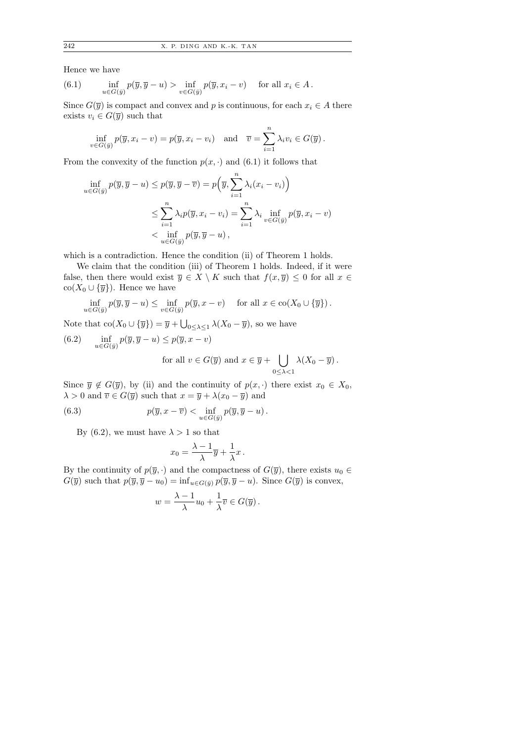Hence we have

$$\text{(6.1)} \qquad \inf_{u \in G(\bar{y})} p(\overline{y}, \overline{y} - u) > \inf_{v \in G(\bar{y})} p(\overline{y}, x_i - v) \quad \text{ for all } x_i \in A\,.$$

Since $G(\overline{y})$ is compact and convex and $p$ is continuous, for each $x_i \in A$ there exists $v_i \in G(\overline{y})$ such that

$$\inf_{v \in G(\bar{y})} p(\overline{y}, x_i - v) = p(\overline{y}, x_i - v_i) \quad \text{and} \quad \overline{v} = \sum_{i=1}^{n} \lambda_i v_i \in G(\overline{y})\,.$$

From the convexity of the function $p(x, \cdot)$ and (6.1) it follows that

$$\begin{aligned}
\inf_{u \in G(\bar{y})} p(\overline{y}, \overline{y} - u) &\le p(\overline{y}, \overline{y} - \overline{v}) = p\Big(\overline{y}, \sum_{i=1}^{n} \lambda_i (x_i - v_i)\Big) \\
&\le \sum_{i=1}^{n} \lambda_i p(\overline{y}, x_i - v_i) = \sum_{i=1}^{n} \lambda_i \inf_{v \in G(\bar{y})} p(\overline{y}, x_i - v) \\
&< \inf_{u \in G(\bar{y})} p(\overline{y}, \overline{y} - u)\,,
\end{aligned}$$

which is a contradiction. Hence the condition (ii) of Theorem 1 holds.

We claim that the condition (iii) of Theorem 1 holds. Indeed, if it were false, then there would exist $\overline{y} \in X \setminus K$ such that $f(x, \overline{y}) \le 0$ for all $x \in \operatorname{co}(X_0 \cup \{\overline{y}\})$. Hence we have

$$\inf_{u \in G(\bar{y})} p(\overline{y}, \overline{y} - u) \le \inf_{v \in G(\bar{y})} p(\overline{y}, x - v) \quad \text{ for all } x \in \operatorname{co}(X_0 \cup \{\overline{y}\})\,.$$

Note that $\operatorname{co}(X_0 \cup \{\overline{y}\}) = \overline{y} + \bigcup_{0 \le \lambda \le 1} \lambda (X_0 - \overline{y})$, so we have

$$\text{(6.2)} \qquad \inf_{u \in G(\bar{y})} p(\overline{y}, \overline{y} - u) \le p(\overline{y}, x - v) \quad \text{for all } v \in G(\overline{y}) \text{ and } x \in \overline{y} + \bigcup_{0 \le \lambda < 1} \lambda (X_0 - \overline{y})\,.$$

Since $\overline{y} \notin G(\overline{y})$, by (ii) and the continuity of $p(x, \cdot)$ there exist $x_0 \in X_0$, $\lambda > 0$ and $\overline{v} \in G(\overline{y})$ such that $x = \overline{y} + \lambda(x_0 - \overline{y})$ and

$$\text{(6.3)} \qquad p(\overline{y}, x - \overline{v}) < \inf_{u \in G(\bar{y})} p(\overline{y}, \overline{y} - u)\,.$$

By (6.2), we must have $\lambda > 1$ so that

$$x_0 = \frac{\lambda - 1}{\lambda} \overline{y} + \frac{1}{\lambda} x\,.$$

By the continuity of $p(\overline{y}, \cdot)$ and the compactness of $G(\overline{y})$, there exists $u_0 \in G(\overline{y})$ such that $p(\overline{y}, \overline{y} - u_0) = \inf_{u \in G(\bar{y})} p(\overline{y}, \overline{y} - u)$. Since $G(\overline{y})$ is convex,

$$w = \frac{\lambda - 1}{\lambda} u_0 + \frac{1}{\lambda} \overline{v} \in G(\overline{y})\,.$$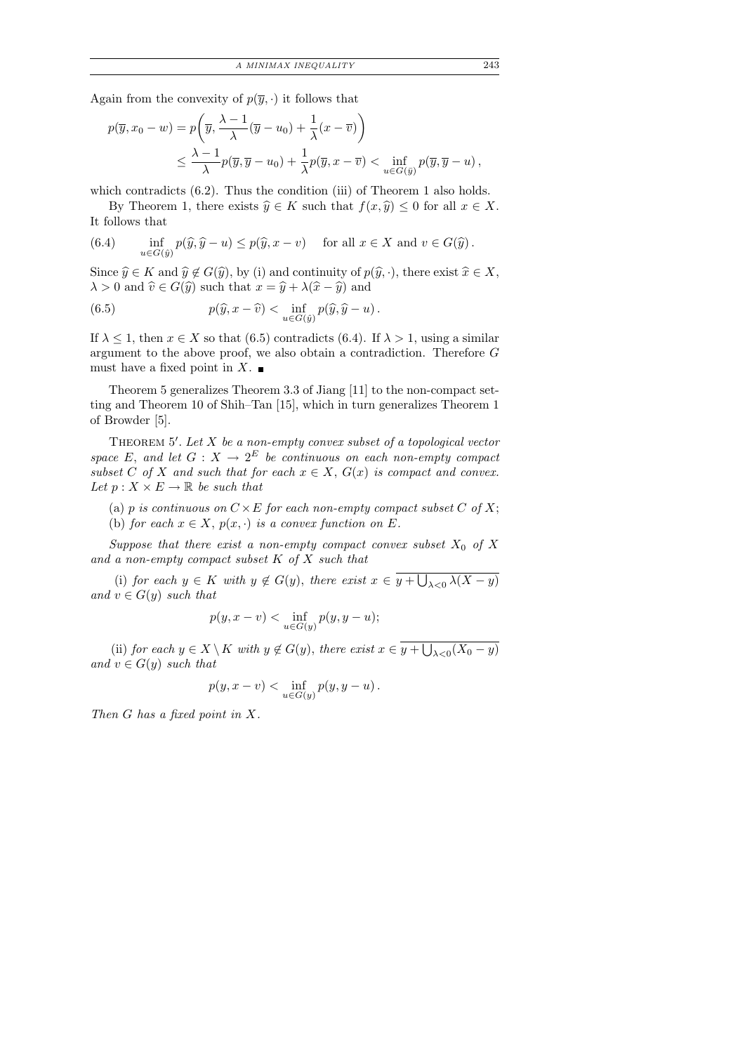Again from the convexity of $p(\overline{y}, \cdot)$ it follows that

$$
\begin{aligned}
p(\overline{y}, x_0 - w) &= p\bigg(\overline{y}, \frac{\lambda - 1}{\lambda}(\overline{y} - u_0) + \frac{1}{\lambda}(x - \overline{v})\bigg) \\
&\leq \frac{\lambda - 1}{\lambda} p(\overline{y}, \overline{y} - u_0) + \frac{1}{\lambda} p(\overline{y}, x - \overline{v}) < \inf_{u \in G(\bar{y})} p(\overline{y}, \overline{y} - u),
\end{aligned}
$$

which contradicts (6.2). Thus the condition (iii) of Theorem 1 also holds.

By Theorem 1, there exists $\widehat{y} \in K$ such that $f(x, \widehat{y}) \leq 0$ for all $x \in X$. It follows that

$$
\inf_{u \in G(\hat{y})} p(\widehat{y}, \widehat{y} - u) \leq p(\widehat{y}, x - v) \quad \text{for all } x \in X \text{ and } v \in G(\widehat{y}). \tag{6.4}
$$

Since $\widehat{y} \in K$ and $\widehat{y} \notin G(\widehat{y})$, by (i) and continuity of $p(\widehat{y}, \cdot)$, there exist $\widehat{x} \in X$, $\lambda > 0$ and $\widehat{v} \in G(\widehat{y})$ such that $x = \widehat{y} + \lambda(\widehat{x} - \widehat{y})$ and

$$
p(\widehat{y}, x - \widehat{v}) < \inf_{u \in G(\hat{y})} p(\widehat{y}, \widehat{y} - u). \tag{6.5}
$$

If $\lambda \leq 1$, then $x \in X$ so that (6.5) contradicts (6.4). If $\lambda > 1$, using a similar argument to the above proof, we also obtain a contradiction. Therefore $G$ must have a fixed point in $X$. ∎

Theorem 5 generalizes Theorem 3.3 of Jiang [11] to the non-compact setting and Theorem 10 of Shih–Tan [15], which in turn generalizes Theorem 1 of Browder [5].

THEOREM 5′. *Let $X$ be a non-empty convex subset of a topological vector space $E$, and let $G : X \to 2^E$ be continuous on each non-empty compact subset $C$ of $X$ and such that for each $x \in X$, $G(x)$ is compact and convex. Let $p : X \times E \to \mathbb{R}$ be such that*

(a) *$p$ is continuous on $C \times E$ for each non-empty compact subset $C$ of $X$;*
(b) *for each $x \in X$, $p(x, \cdot)$ is a convex function on $E$.*

*Suppose that there exist a non-empty compact convex subset $X_0$ of $X$ and a non-empty compact subset $K$ of $X$ such that*

(i) *for each $y \in K$ with $y \notin G(y)$, there exist $x \in \overline{y + \bigcup_{\lambda<0} \lambda(X - y)}$ and $v \in G(y)$ such that*

$$
p(y, x - v) < \inf_{u \in G(y)} p(y, y - u);
$$

(ii) *for each $y \in X \setminus K$ with $y \notin G(y)$, there exist $x \in \overline{y + \bigcup_{\lambda<0} (X_0 - y)}$ and $v \in G(y)$ such that*

$$
p(y, x - v) < \inf_{u \in G(y)} p(y, y - u).
$$

*Then $G$ has a fixed point in $X$.*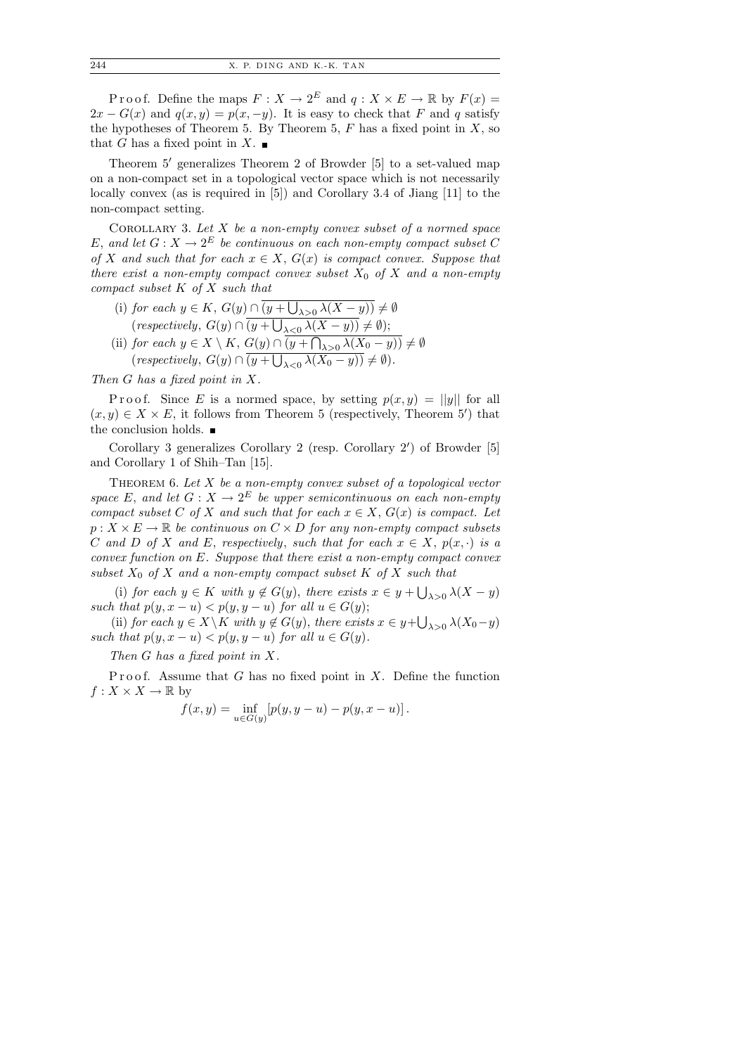Proof. Define the maps $F : X \to 2^E$ and $q : X \times E \to \mathbb{R}$ by $F(x) = 2x - G(x)$ and $q(x,y) = p(x,-y)$. It is easy to check that $F$ and $q$ satisfy the hypotheses of Theorem 5. By Theorem 5, $F$ has a fixed point in $X$, so that $G$ has a fixed point in $X$. ■

Theorem 5′ generalizes Theorem 2 of Browder [5] to a set-valued map on a non-compact set in a topological vector space which is not necessarily locally convex (as is required in [5]) and Corollary 3.4 of Jiang [11] to the non-compact setting.

Corollary 3. *Let $X$ be a non-empty convex subset of a normed space $E$, and let $G : X \to 2^E$ be continuous on each non-empty compact subset $C$ of $X$ and such that for each $x \in X$, $G(x)$ is compact convex. Suppose that there exist a non-empty compact convex subset $X_0$ of $X$ and a non-empty compact subset $K$ of $X$ such that*

(i) *for each $y \in K$, $G(y) \cap \overline{(y + \bigcup_{\lambda>0} \lambda(X - y))} \neq \emptyset$ (respectively, $G(y) \cap \overline{(y + \bigcup_{\lambda<0} \lambda(X - y))} \neq \emptyset$);*

(ii) *for each $y \in X \setminus K$, $G(y) \cap \overline{(y + \bigcap_{\lambda>0} \lambda(X_0 - y))} \neq \emptyset$ (respectively, $G(y) \cap \overline{(y + \bigcup_{\lambda<0} \lambda(X_0 - y))} \neq \emptyset$).*

*Then $G$ has a fixed point in $X$.*

Proof. Since $E$ is a normed space, by setting $p(x,y) = ||y||$ for all $(x,y) \in X \times E$, it follows from Theorem 5 (respectively, Theorem 5′) that the conclusion holds. ■

Corollary 3 generalizes Corollary 2 (resp. Corollary 2′) of Browder [5] and Corollary 1 of Shih–Tan [15].

Theorem 6. *Let $X$ be a non-empty convex subset of a topological vector space $E$, and let $G : X \to 2^E$ be upper semicontinuous on each non-empty compact subset $C$ of $X$ and such that for each $x \in X$, $G(x)$ is compact. Let $p : X \times E \to \mathbb{R}$ be continuous on $C \times D$ for any non-empty compact subsets $C$ and $D$ of $X$ and $E$, respectively, such that for each $x \in X$, $p(x,\cdot)$ is a convex function on $E$. Suppose that there exist a non-empty compact convex subset $X_0$ of $X$ and a non-empty compact subset $K$ of $X$ such that*

(i) *for each $y \in K$ with $y \notin G(y)$, there exists $x \in y + \bigcup_{\lambda>0} \lambda(X - y)$ such that $p(y, x - u) < p(y, y - u)$ for all $u \in G(y)$;*

(ii) *for each $y \in X \setminus K$ with $y \notin G(y)$, there exists $x \in y + \bigcup_{\lambda>0} \lambda(X_0 - y)$ such that $p(y, x - u) < p(y, y - u)$ for all $u \in G(y)$.*

*Then $G$ has a fixed point in $X$.*

Proof. Assume that $G$ has no fixed point in $X$. Define the function $f : X \times X \to \mathbb{R}$ by

$$f(x,y) = \inf_{u \in G(y)} [p(y, y - u) - p(y, x - u)].$$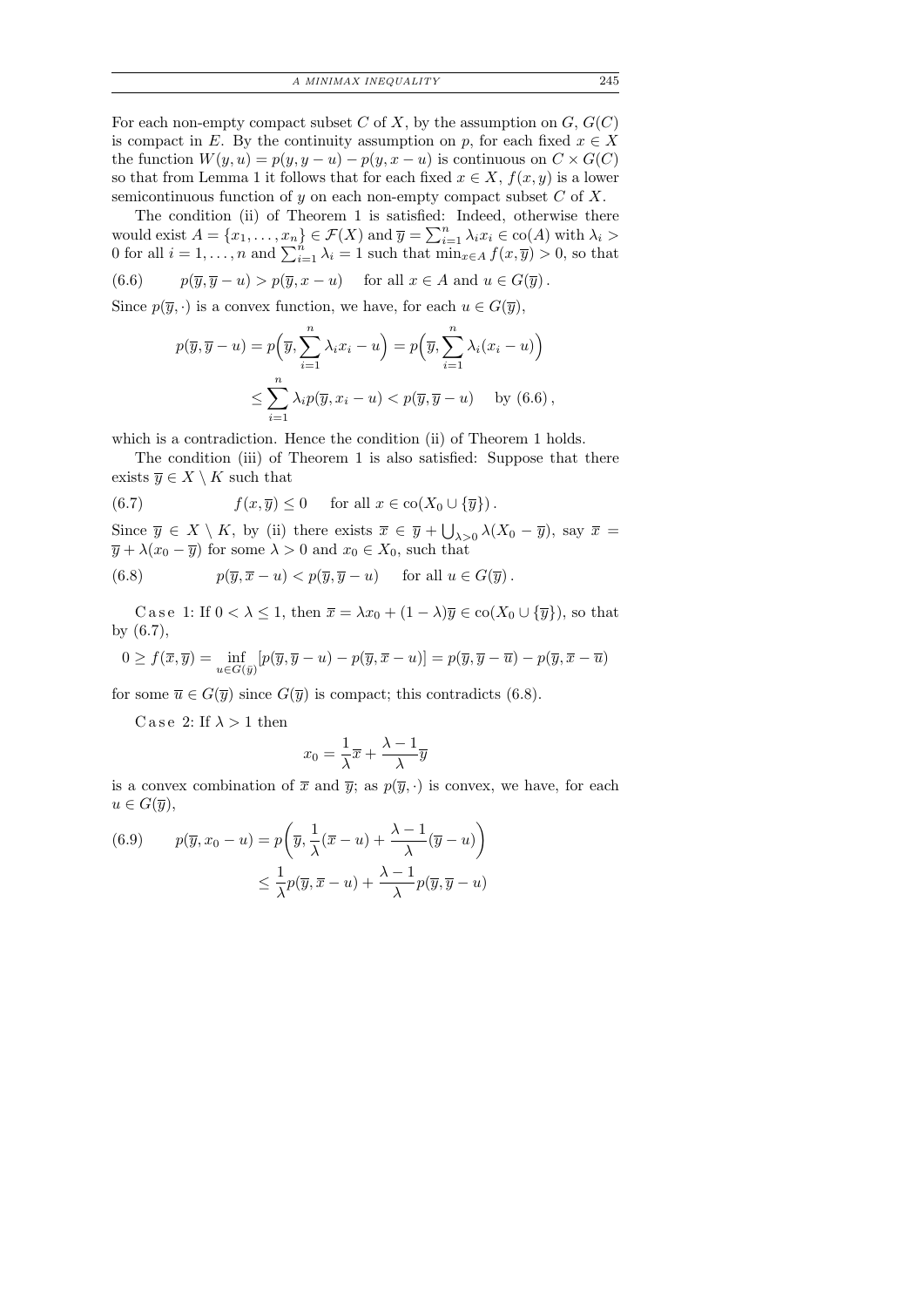For each non-empty compact subset $C$ of $X$, by the assumption on $G$, $G(C)$ is compact in $E$. By the continuity assumption on $p$, for each fixed $x \in X$ the function $W(y,u) = p(y, y-u) - p(y, x-u)$ is continuous on $C \times G(C)$ so that from Lemma 1 it follows that for each fixed $x \in X$, $f(x,y)$ is a lower semicontinuous function of $y$ on each non-empty compact subset $C$ of $X$.

The condition (ii) of Theorem 1 is satisfied: Indeed, otherwise there would exist $A = \{x_1, \ldots, x_n\} \in \mathcal{F}(X)$ and $\overline{y} = \sum_{i=1}^n \lambda_i x_i \in \operatorname{co}(A)$ with $\lambda_i > 0$ for all $i = 1, \ldots, n$ and $\sum_{i=1}^n \lambda_i = 1$ such that $\min_{x \in A} f(x, \overline{y}) > 0$, so that

$$p(\overline{y}, \overline{y} - u) > p(\overline{y}, x - u) \quad \text{for all } x \in A \text{ and } u \in G(\overline{y}). \tag{6.6}$$

Since $p(\overline{y}, \cdot)$ is a convex function, we have, for each $u \in G(\overline{y})$,

$$\begin{aligned} p(\overline{y}, \overline{y} - u) &= p\Big(\overline{y}, \sum_{i=1}^n \lambda_i x_i - u\Big) = p\Big(\overline{y}, \sum_{i=1}^n \lambda_i (x_i - u)\Big) \\ &\le \sum_{i=1}^n \lambda_i p(\overline{y}, x_i - u) < p(\overline{y}, \overline{y} - u) \quad \text{by (6.6)}, \end{aligned}$$

which is a contradiction. Hence the condition (ii) of Theorem 1 holds.

The condition (iii) of Theorem 1 is also satisfied: Suppose that there exists $\overline{y} \in X \setminus K$ such that

$$f(x, \overline{y}) \le 0 \quad \text{for all } x \in \operatorname{co}(X_0 \cup \{\overline{y}\}). \tag{6.7}$$

Since $\overline{y} \in X \setminus K$, by (ii) there exists $\overline{x} \in \overline{y} + \bigcup_{\lambda > 0} \lambda(X_0 - \overline{y})$, say $\overline{x} = \overline{y} + \lambda(x_0 - \overline{y})$ for some $\lambda > 0$ and $x_0 \in X_0$, such that

$$p(\overline{y}, \overline{x} - u) < p(\overline{y}, \overline{y} - u) \quad \text{for all } u \in G(\overline{y}). \tag{6.8}$$

Case 1: If $0 < \lambda \le 1$, then $\overline{x} = \lambda x_0 + (1-\lambda)\overline{y} \in \operatorname{co}(X_0 \cup \{\overline{y}\})$, so that by (6.7),

$$0 \ge f(\overline{x}, \overline{y}) = \inf_{u \in G(\overline{y})} [p(\overline{y}, \overline{y} - u) - p(\overline{y}, \overline{x} - u)] = p(\overline{y}, \overline{y} - \overline{u}) - p(\overline{y}, \overline{x} - \overline{u})$$

for some $\overline{u} \in G(\overline{y})$ since $G(\overline{y})$ is compact; this contradicts (6.8).

Case 2: If $\lambda > 1$ then

$$x_0 = \frac{1}{\lambda}\overline{x} + \frac{\lambda - 1}{\lambda}\overline{y}$$

is a convex combination of $\overline{x}$ and $\overline{y}$; as $p(\overline{y}, \cdot)$ is convex, we have, for each $u \in G(\overline{y})$,

$$\begin{aligned} p(\overline{y}, x_0 - u) &= p\bigg(\overline{y}, \frac{1}{\lambda}(\overline{x} - u) + \frac{\lambda - 1}{\lambda}(\overline{y} - u)\bigg) \\ &\le \frac{1}{\lambda} p(\overline{y}, \overline{x} - u) + \frac{\lambda - 1}{\lambda} p(\overline{y}, \overline{y} - u) \end{aligned} \tag{6.9}$$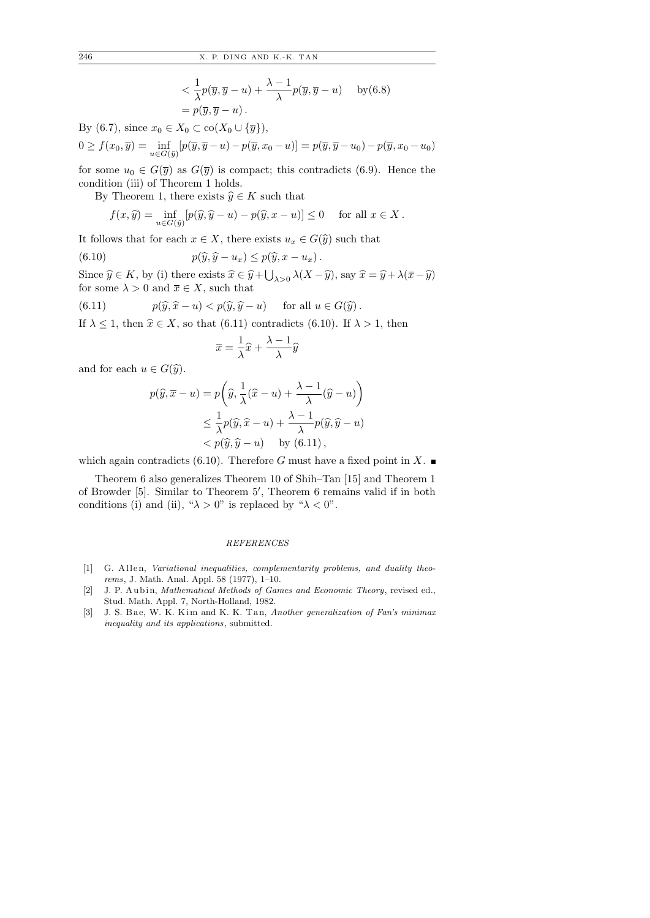$$
\begin{aligned}
&< \frac{1}{\lambda} p(\overline{y}, \overline{y} - u) + \frac{\lambda - 1}{\lambda} p(\overline{y}, \overline{y} - u) \quad \text{by(6.8)} \\
&= p(\overline{y}, \overline{y} - u) .
\end{aligned}
$$

By (6.7), since $x_0 \in X_0 \subset \operatorname{co}(X_0 \cup \{\overline{y}\})$,

$$
0 \geq f(x_0, \overline{y}) = \inf_{u \in G(\overline{y})} [p(\overline{y}, \overline{y} - u) - p(\overline{y}, x_0 - u)] = p(\overline{y}, \overline{y} - u_0) - p(\overline{y}, x_0 - u_0)
$$

for some $u_0 \in G(\overline{y})$ as $G(\overline{y})$ is compact; this contradicts (6.9). Hence the condition (iii) of Theorem 1 holds.

By Theorem 1, there exists $\widehat{y} \in K$ such that

$$
f(x, \widehat{y}) = \inf_{u \in G(\hat{y})} [p(\widehat{y}, \widehat{y} - u) - p(\widehat{y}, x - u)] \leq 0 \quad \text{for all } x \in X .
$$

It follows that for each $x \in X$, there exists $u_x \in G(\widehat{y})$ such that

$$
p(\widehat{y}, \widehat{y} - u_x) \leq p(\widehat{y}, x - u_x) . \tag{6.10}
$$

Since $\widehat{y} \in K$, by (i) there exists $\widehat{x} \in \widehat{y} + \bigcup_{\lambda > 0} \lambda(X - \widehat{y})$, say $\widehat{x} = \widehat{y} + \lambda(\overline{x} - \widehat{y})$ for some $\lambda > 0$ and $\overline{x} \in X$, such that

$$
p(\widehat{y}, \widehat{x} - u) < p(\widehat{y}, \widehat{y} - u) \quad \text{for all } u \in G(\widehat{y}) . \tag{6.11}
$$

If $\lambda \leq 1$, then $\widehat{x} \in X$, so that (6.11) contradicts (6.10). If $\lambda > 1$, then

$$
\overline{x} = \frac{1}{\lambda} \widehat{x} + \frac{\lambda - 1}{\lambda} \widehat{y}
$$

and for each $u \in G(\widehat{y})$.

$$
\begin{aligned}
p(\widehat{y}, \overline{x} - u) &= p\left(\widehat{y}, \frac{1}{\lambda}(\widehat{x} - u) + \frac{\lambda - 1}{\lambda}(\widehat{y} - u)\right) \\
&\leq \frac{1}{\lambda} p(\widehat{y}, \widehat{x} - u) + \frac{\lambda - 1}{\lambda} p(\widehat{y}, \widehat{y} - u) \\
&< p(\widehat{y}, \widehat{y} - u) \quad \text{by (6.11)},
\end{aligned}
$$

which again contradicts (6.10). Therefore $G$ must have a fixed point in $X$. ∎

Theorem 6 also generalizes Theorem 10 of Shih–Tan [15] and Theorem 1 of Browder [5]. Similar to Theorem 5′, Theorem 6 remains valid if in both conditions (i) and (ii), "$\lambda > 0$" is replaced by "$\lambda < 0$".

## REFERENCES

- [1] G. Allen, *Variational inequalities, complementarity problems, and duality theorems*, J. Math. Anal. Appl. 58 (1977), 1–10.
- [2] J. P. Aubin, *Mathematical Methods of Games and Economic Theory*, revised ed., Stud. Math. Appl. 7, North-Holland, 1982.
- [3] J. S. Bae, W. K. Kim and K. K. Tan, *Another generalization of Fan's minimax inequality and its applications*, submitted.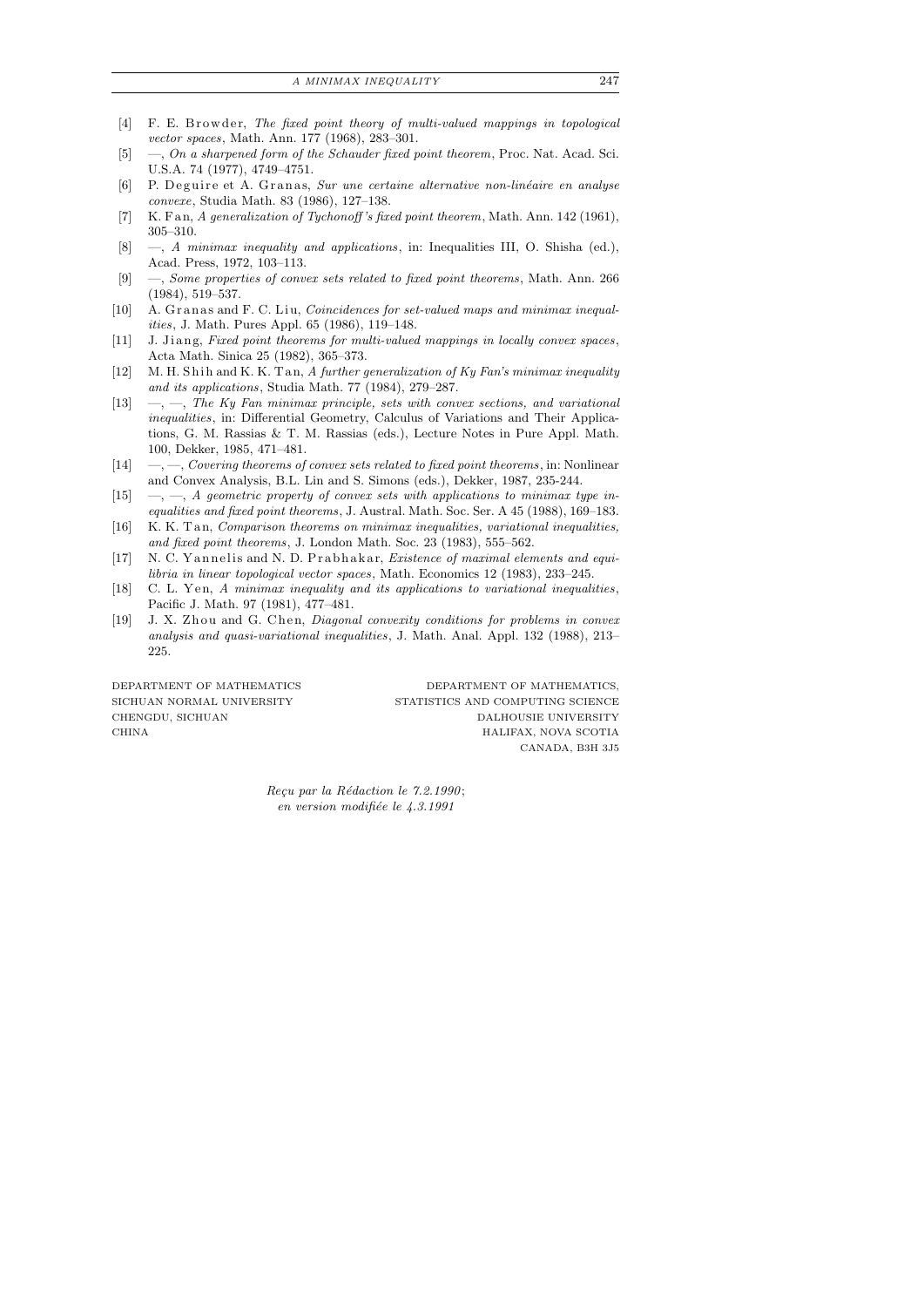[4] F. E. Browder, *The fixed point theory of multi-valued mappings in topological vector spaces*, Math. Ann. 177 (1968), 283–301.

[5] —, *On a sharpened form of the Schauder fixed point theorem*, Proc. Nat. Acad. Sci. U.S.A. 74 (1977), 4749–4751.

[6] P. Deguire et A. Granas, *Sur une certaine alternative non-linéaire en analyse convexe*, Studia Math. 83 (1986), 127–138.

[7] K. Fan, *A generalization of Tychonoff's fixed point theorem*, Math. Ann. 142 (1961), 305–310.

[8] —, *A minimax inequality and applications*, in: Inequalities III, O. Shisha (ed.), Acad. Press, 1972, 103–113.

[9] —, *Some properties of convex sets related to fixed point theorems*, Math. Ann. 266 (1984), 519–537.

[10] A. Granas and F. C. Liu, *Coincidences for set-valued maps and minimax inequalities*, J. Math. Pures Appl. 65 (1986), 119–148.

[11] J. Jiang, *Fixed point theorems for multi-valued mappings in locally convex spaces*, Acta Math. Sinica 25 (1982), 365–373.

[12] M. H. Shih and K. K. Tan, *A further generalization of Ky Fan's minimax inequality and its applications*, Studia Math. 77 (1984), 279–287.

[13] —, —, *The Ky Fan minimax principle, sets with convex sections, and variational inequalities*, in: Differential Geometry, Calculus of Variations and Their Applications, G. M. Rassias & T. M. Rassias (eds.), Lecture Notes in Pure Appl. Math. 100, Dekker, 1985, 471–481.

[14] —, —, *Covering theorems of convex sets related to fixed point theorems*, in: Nonlinear and Convex Analysis, B.L. Lin and S. Simons (eds.), Dekker, 1987, 235-244.

[15] —, —, *A geometric property of convex sets with applications to minimax type inequalities and fixed point theorems*, J. Austral. Math. Soc. Ser. A 45 (1988), 169–183.

[16] K. K. Tan, *Comparison theorems on minimax inequalities, variational inequalities, and fixed point theorems*, J. London Math. Soc. 23 (1983), 555–562.

[17] N. C. Yannelis and N. D. Prabhakar, *Existence of maximal elements and equilibria in linear topological vector spaces*, Math. Economics 12 (1983), 233–245.

[18] C. L. Yen, *A minimax inequality and its applications to variational inequalities*, Pacific J. Math. 97 (1981), 477–481.

[19] J. X. Zhou and G. Chen, *Diagonal convexity conditions for problems in convex analysis and quasi-variational inequalities*, J. Math. Anal. Appl. 132 (1988), 213–225.

DEPARTMENT OF MATHEMATICS
SICHUAN NORMAL UNIVERSITY
CHENGDU, SICHUAN
CHINA

DEPARTMENT OF MATHEMATICS,
STATISTICS AND COMPUTING SCIENCE
DALHOUSIE UNIVERSITY
HALIFAX, NOVA SCOTIA
CANADA, B3H 3J5

*Reçu par la Rédaction le 7.2.1990;*
*en version modifiée le 4.3.1991*